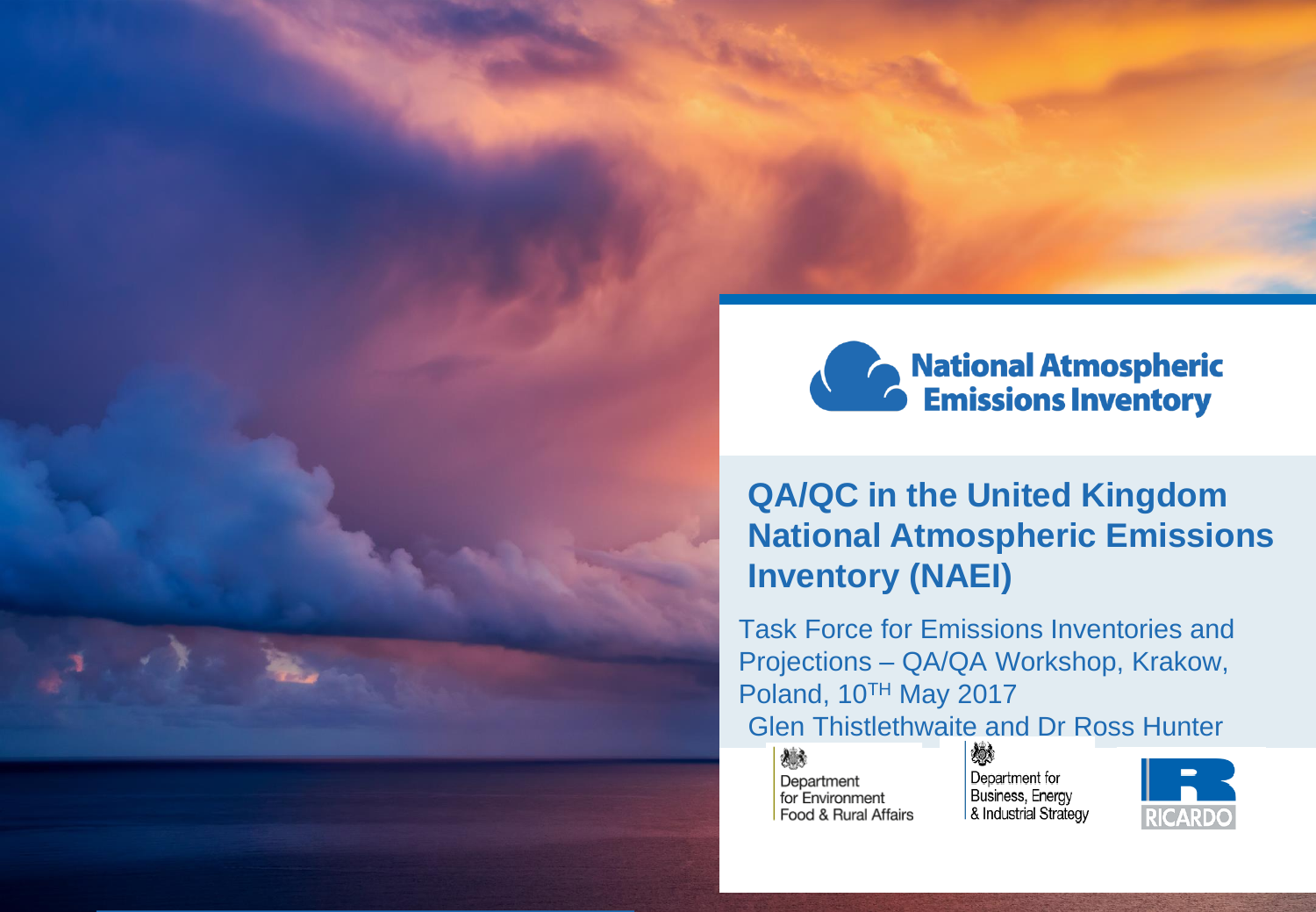National Atmospheric Emissions Inventory

# QA/QC in the United Kingdom National Atmospheric Emissions Inventory (NAEI)

Task Force for Emissions Inventories and Projections – QA/QA Workshop, Krakow, Poland, 10TH May 2017

Glen Thistlethwaite and Dr Ross Hunter

Department for Environment Food & Rural Affairs

Department for Business, Energy & Industrial Strategy

RICARDO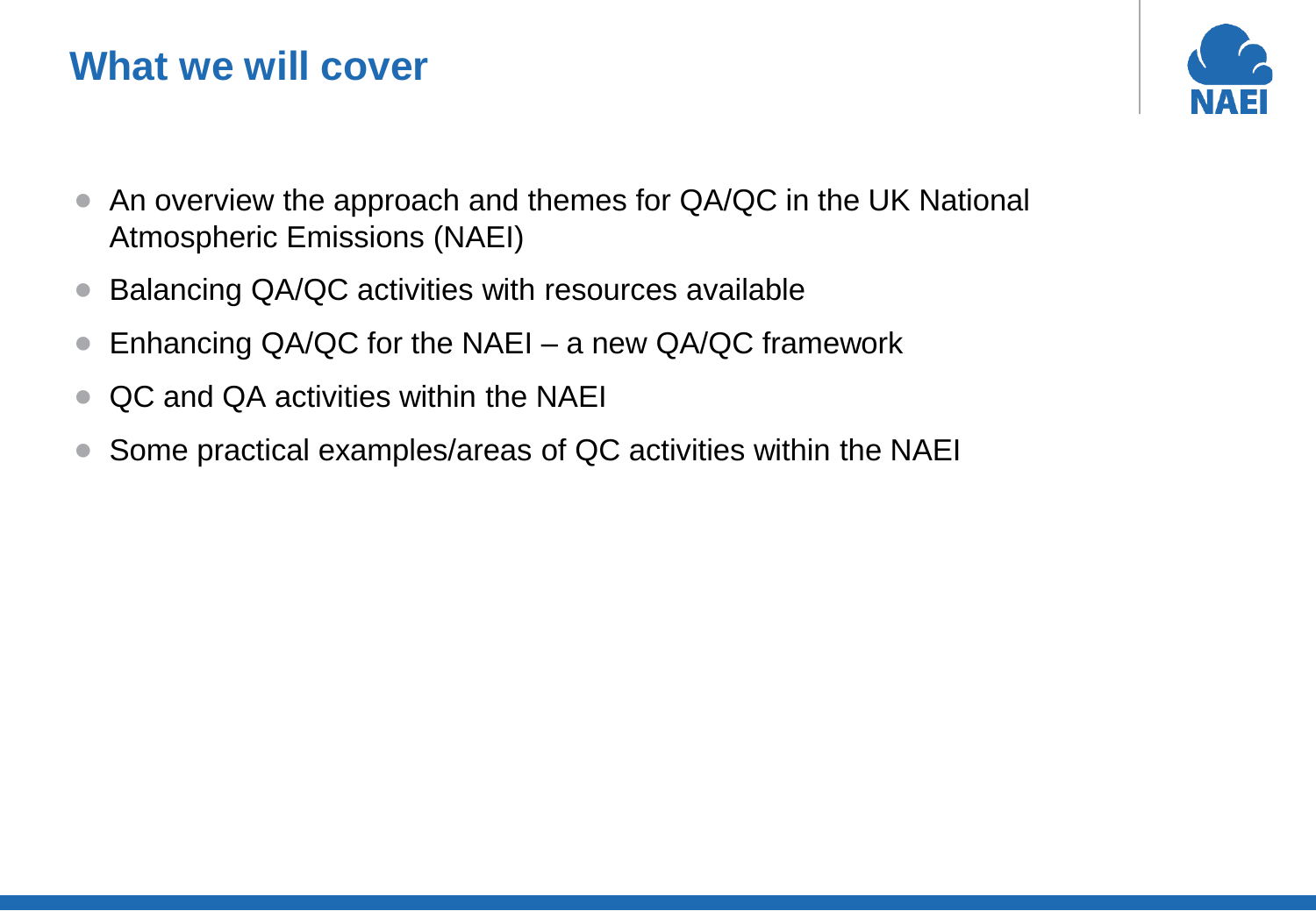# What we will cover

- An overview the approach and themes for QA/QC in the UK National Atmospheric Emissions (NAEI)
- Balancing QA/QC activities with resources available
- Enhancing QA/QC for the NAEI – a new QA/QC framework
- QC and QA activities within the NAEI
- Some practical examples/areas of QC activities within the NAEI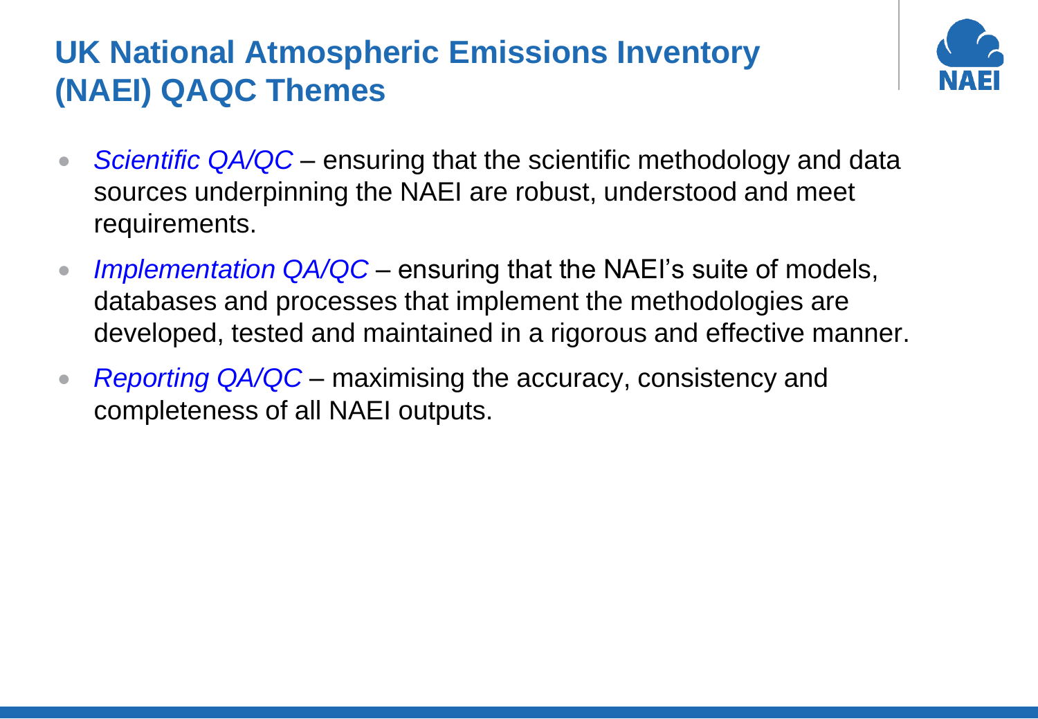# UK National Atmospheric Emissions Inventory (NAEI) QAQC Themes

- *Scientific QA/QC* – ensuring that the scientific methodology and data sources underpinning the NAEI are robust, understood and meet requirements.
- *Implementation QA/QC* – ensuring that the NAEI's suite of models, databases and processes that implement the methodologies are developed, tested and maintained in a rigorous and effective manner.
- *Reporting QA/QC* – maximising the accuracy, consistency and completeness of all NAEI outputs.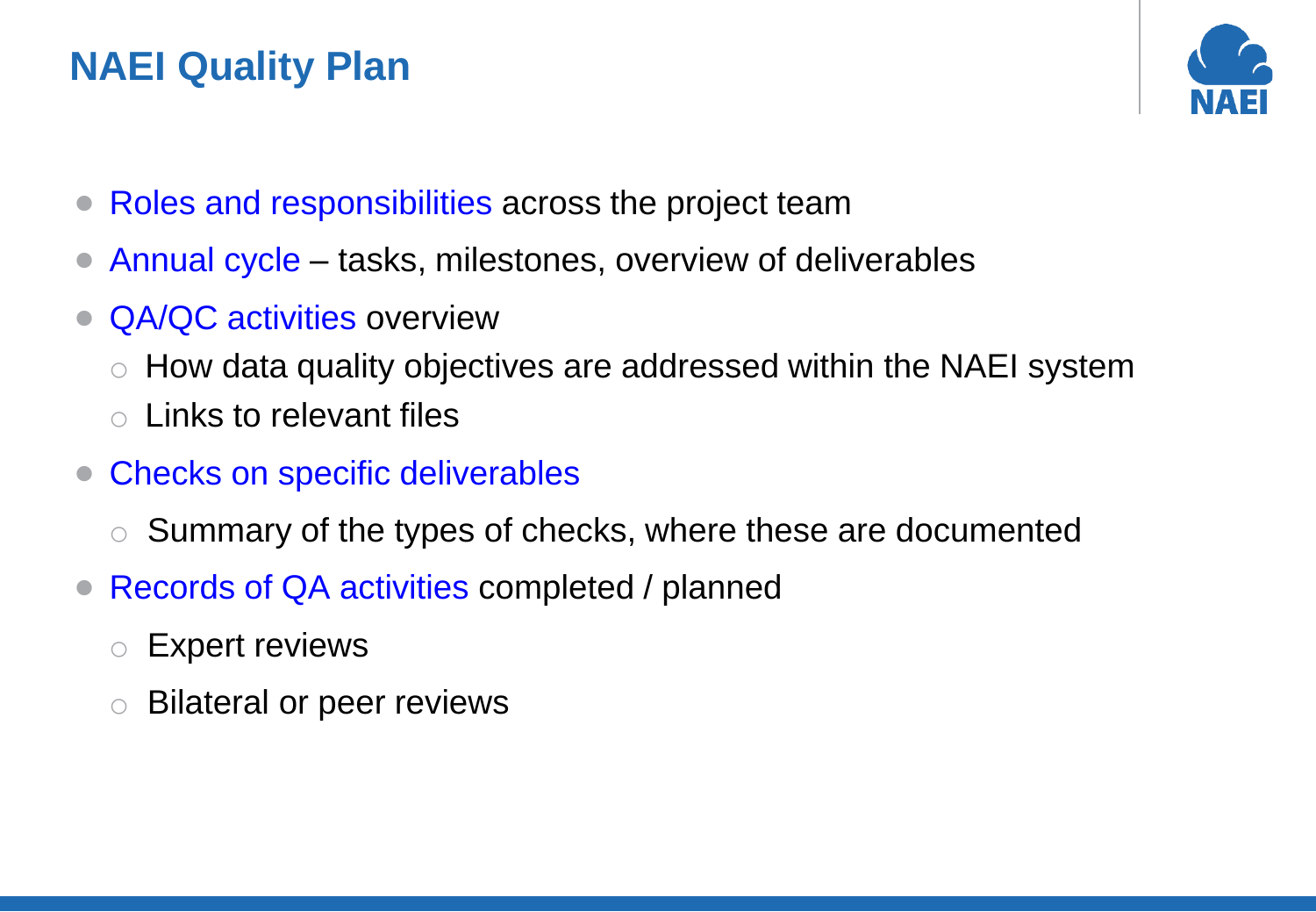# NAEI Quality Plan

- Roles and responsibilities across the project team
- Annual cycle – tasks, milestones, overview of deliverables
- QA/QC activities overview
  - How data quality objectives are addressed within the NAEI system
  - Links to relevant files
- Checks on specific deliverables
  - Summary of the types of checks, where these are documented
- Records of QA activities completed / planned
  - Expert reviews
  - Bilateral or peer reviews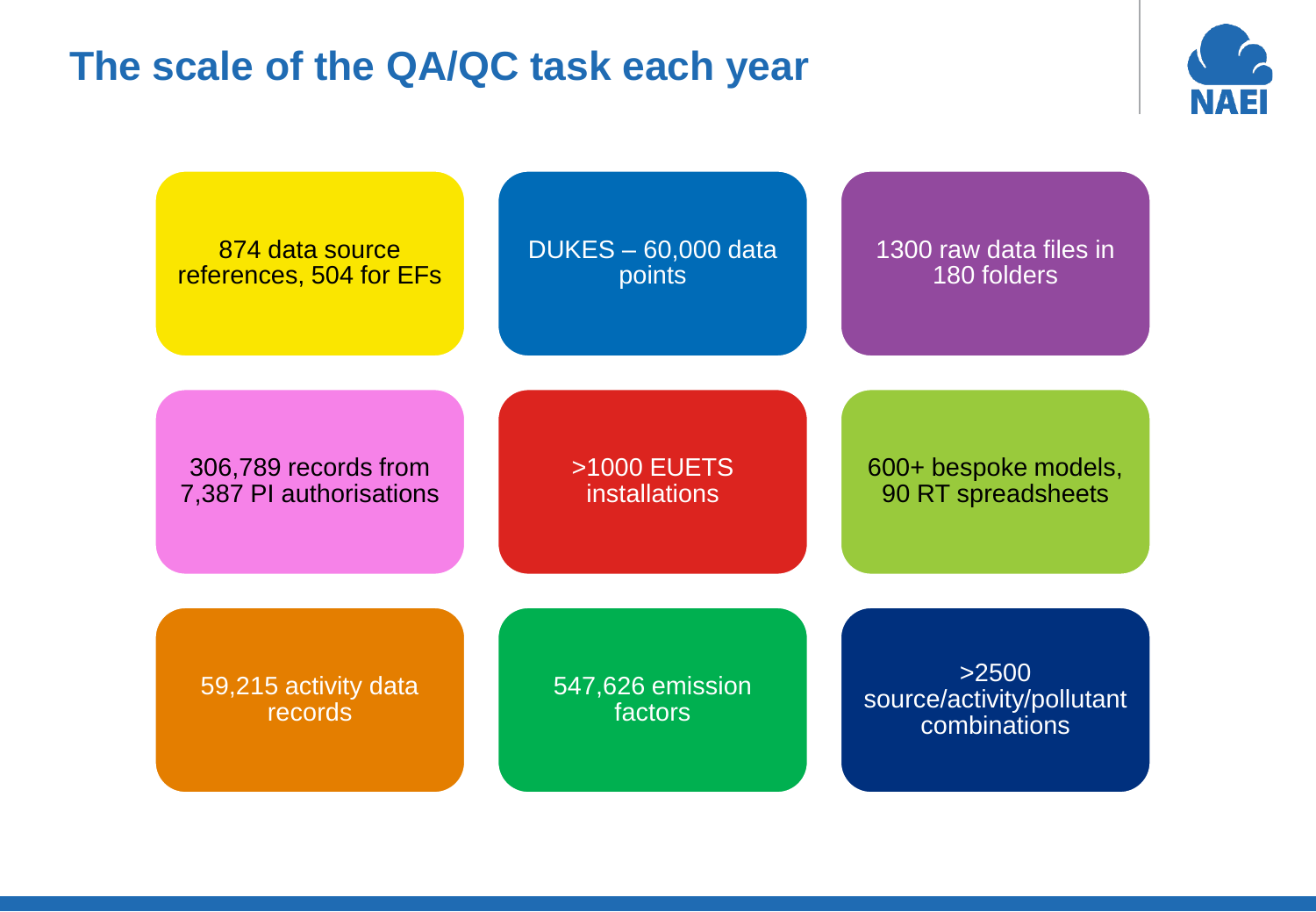# The scale of the QA/QC task each year

- 874 data source references, 504 for EFs
- DUKES – 60,000 data points
- 1300 raw data files in 180 folders
- 306,789 records from 7,387 PI authorisations
- >1000 EUETS installations
- 600+ bespoke models, 90 RT spreadsheets
- 59,215 activity data records
- 547,626 emission factors
- >2500 source/activity/pollutant combinations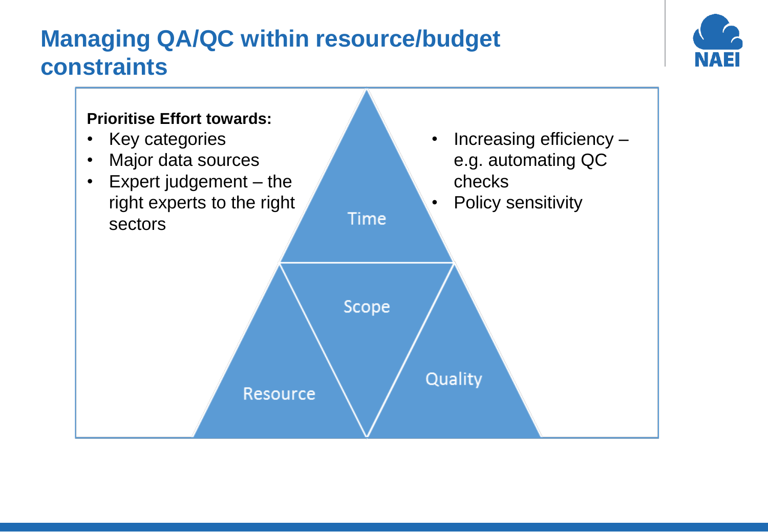# Managing QA/QC within resource/budget constraints

**Prioritise Effort towards:**

- Key categories
- Major data sources
- Expert judgement – the right experts to the right sectors

- Increasing efficiency – e.g. automating QC checks
- Policy sensitivity

Time

Scope

Resource

Quality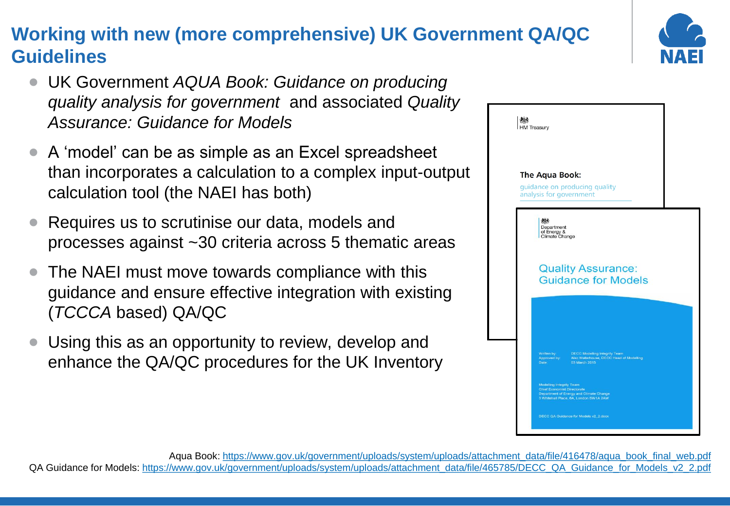# Working with new (more comprehensive) UK Government QA/QC Guidelines

- UK Government *AQUA Book: Guidance on producing quality analysis for government* and associated *Quality Assurance: Guidance for Models*
- A 'model' can be as simple as an Excel spreadsheet than incorporates a calculation to a complex input-output calculation tool (the NAEI has both)
- Requires us to scrutinise our data, models and processes against ~30 criteria across 5 thematic areas
- The NAEI must move towards compliance with this guidance and ensure effective integration with existing (*TCCCA* based) QA/QC
- Using this as an opportunity to review, develop and enhance the QA/QC procedures for the UK Inventory

Aqua Book: https://www.gov.uk/government/uploads/system/uploads/attachment_data/file/416478/aqua_book_final_web.pdf

QA Guidance for Models: https://www.gov.uk/government/uploads/system/uploads/attachment_data/file/465785/DECC_QA_Guidance_for_Models_v2_2.pdf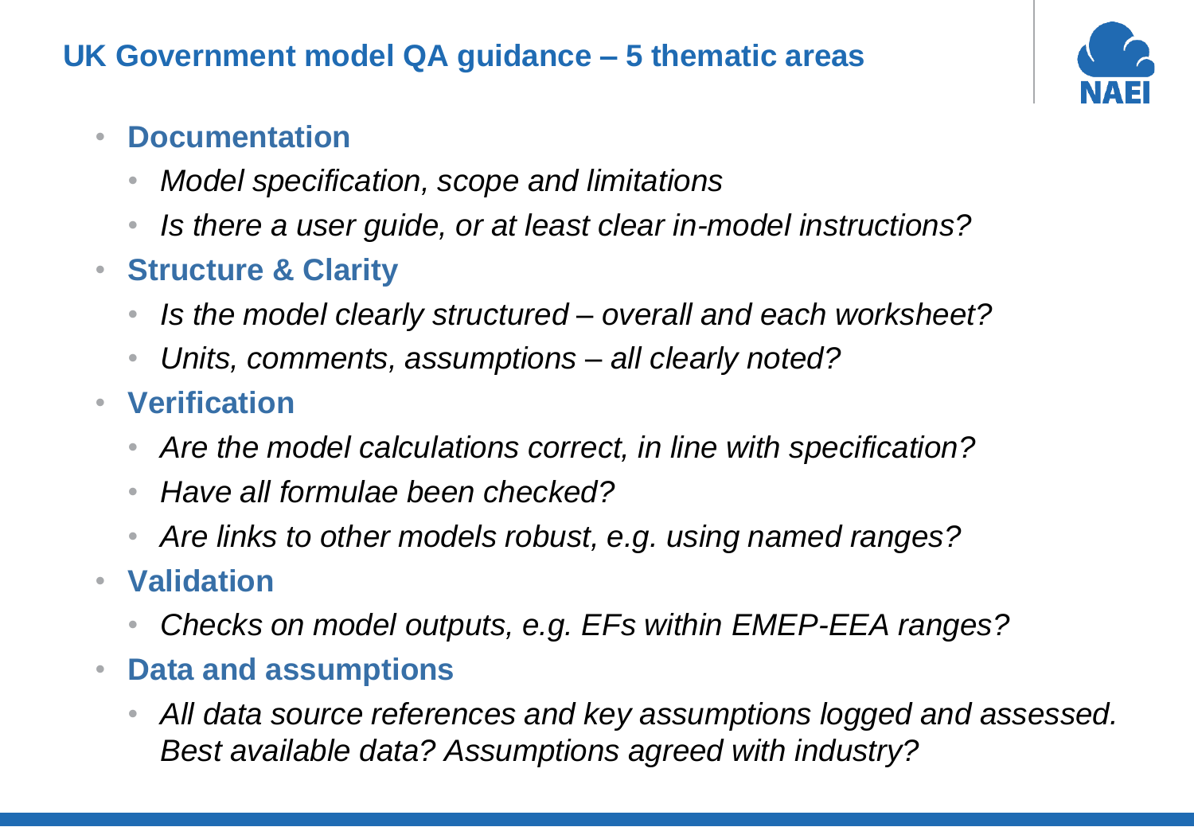## UK Government model QA guidance – 5 thematic areas

- **Documentation**
  - *Model specification, scope and limitations*
  - *Is there a user guide, or at least clear in-model instructions?*
- **Structure & Clarity**
  - *Is the model clearly structured – overall and each worksheet?*
  - *Units, comments, assumptions – all clearly noted?*
- **Verification**
  - *Are the model calculations correct, in line with specification?*
  - *Have all formulae been checked?*
  - *Are links to other models robust, e.g. using named ranges?*
- **Validation**
  - *Checks on model outputs, e.g. EFs within EMEP-EEA ranges?*
- **Data and assumptions**
  - *All data source references and key assumptions logged and assessed. Best available data? Assumptions agreed with industry?*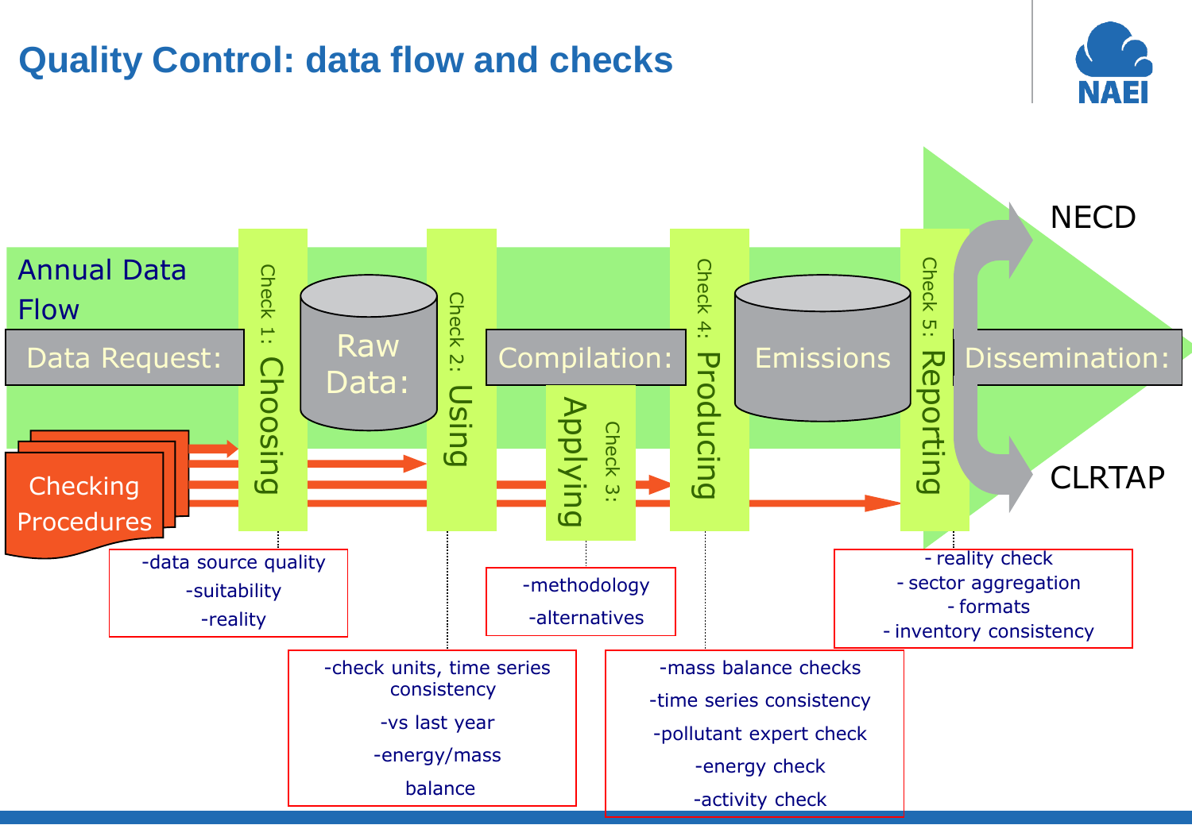# Quality Control: data flow and checks

Annual Data Flow

Data Request: → Check 1: Choosing → Raw Data: → Check 2: Using → Compilation: → Check 3: Applying → Check 4: Producing → Emissions → Check 5: Reporting → Dissemination: → NECD / CLRTAP

Checking Procedures

**Check 1: Choosing**
- -data source quality
- -suitability
- -reality

**Check 2: Using**
- -check units, time series consistency
- -vs last year
- -energy/mass balance

**Check 3: Applying**
- -methodology
- -alternatives

**Check 4: Producing**
- -mass balance checks
- -time series consistency
- -pollutant expert check
- -energy check
- -activity check

**Check 5: Reporting**
- - reality check
- - sector aggregation
- - formats
- - inventory consistency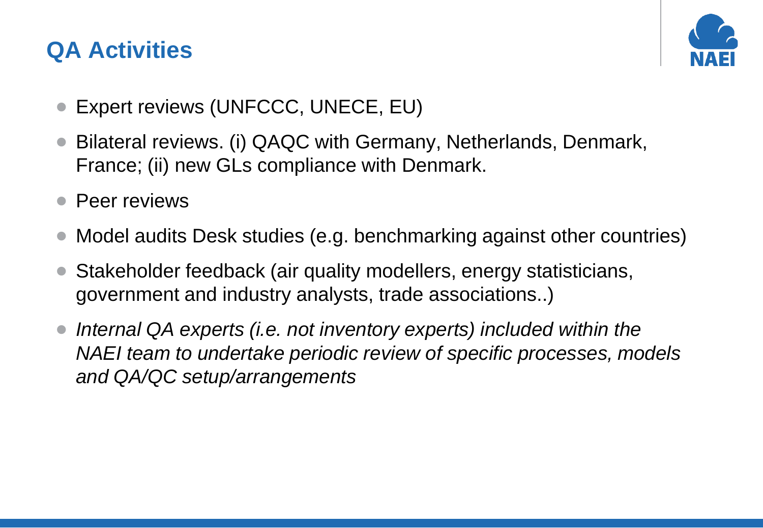## QA Activities

- Expert reviews (UNFCCC, UNECE, EU)
- Bilateral reviews. (i) QAQC with Germany, Netherlands, Denmark, France; (ii) new GLs compliance with Denmark.
- Peer reviews
- Model audits Desk studies (e.g. benchmarking against other countries)
- Stakeholder feedback (air quality modellers, energy statisticians, government and industry analysts, trade associations..)
- *Internal QA experts (i.e. not inventory experts) included within the NAEI team to undertake periodic review of specific processes, models and QA/QC setup/arrangements*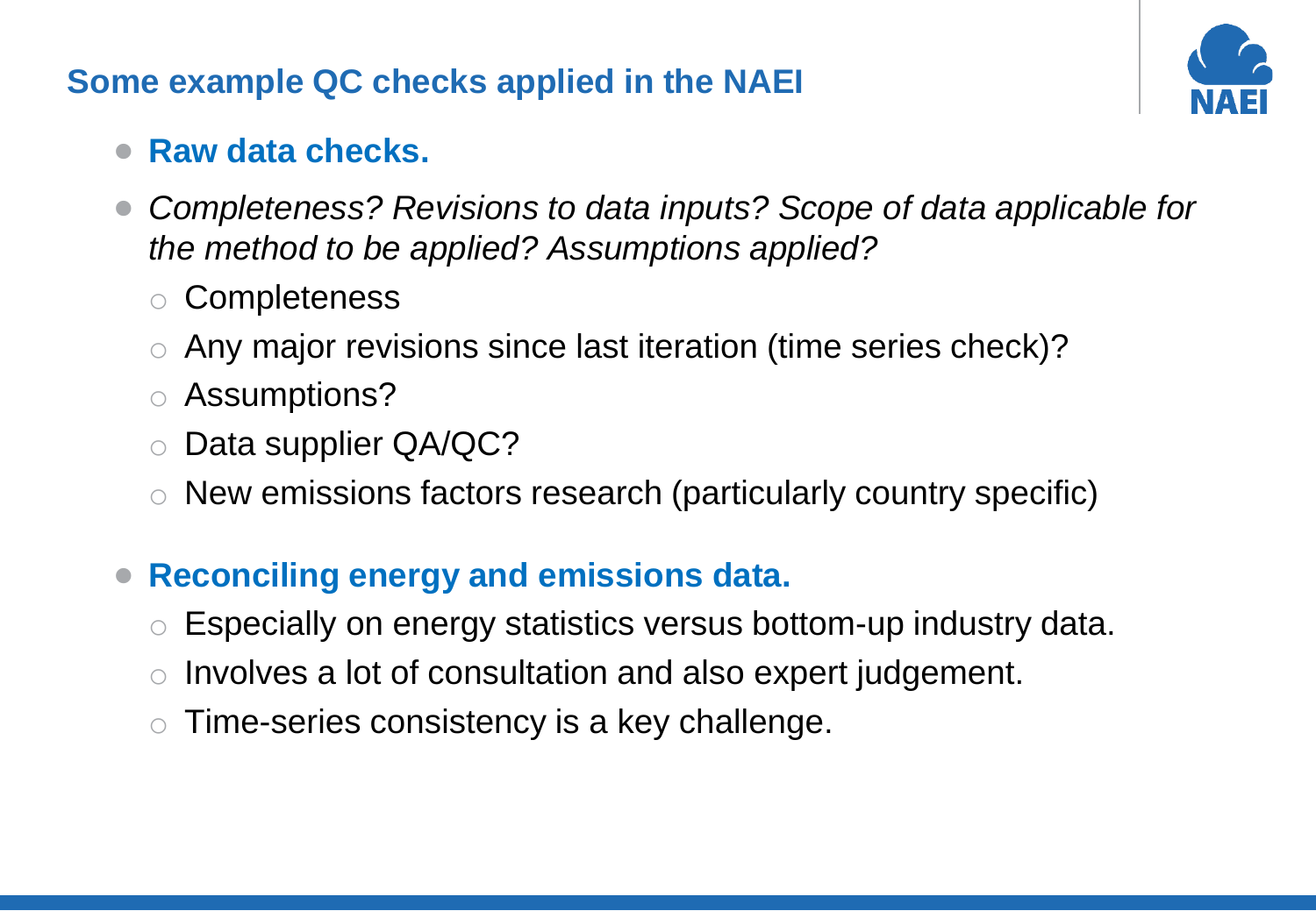## Some example QC checks applied in the NAEI

- **Raw data checks.**
- *Completeness? Revisions to data inputs? Scope of data applicable for the method to be applied? Assumptions applied?*
  - Completeness
  - Any major revisions since last iteration (time series check)?
  - Assumptions?
  - Data supplier QA/QC?
  - New emissions factors research (particularly country specific)

- **Reconciling energy and emissions data.**
  - Especially on energy statistics versus bottom-up industry data.
  - Involves a lot of consultation and also expert judgement.
  - Time-series consistency is a key challenge.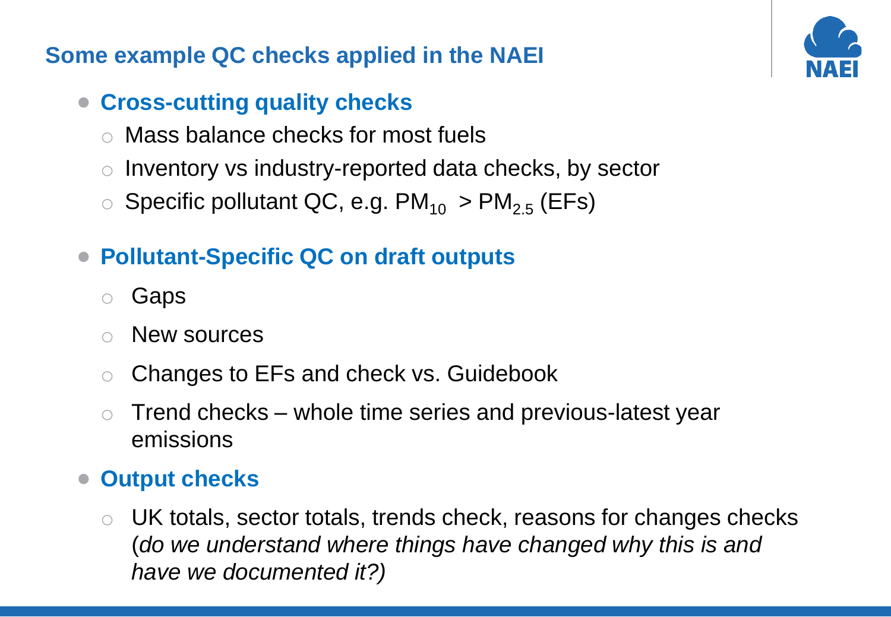## Some example QC checks applied in the NAEI

- **Cross-cutting quality checks**
  - Mass balance checks for most fuels
  - Inventory vs industry-reported data checks, by sector
  - Specific pollutant QC, e.g. $PM_{10}$ > $PM_{2.5}$ (EFs)
- **Pollutant-Specific QC on draft outputs**
  - Gaps
  - New sources
  - Changes to EFs and check vs. Guidebook
  - Trend checks – whole time series and previous-latest year emissions
- **Output checks**
  - UK totals, sector totals, trends check, reasons for changes checks (*do we understand where things have changed why this is and have we documented it?)*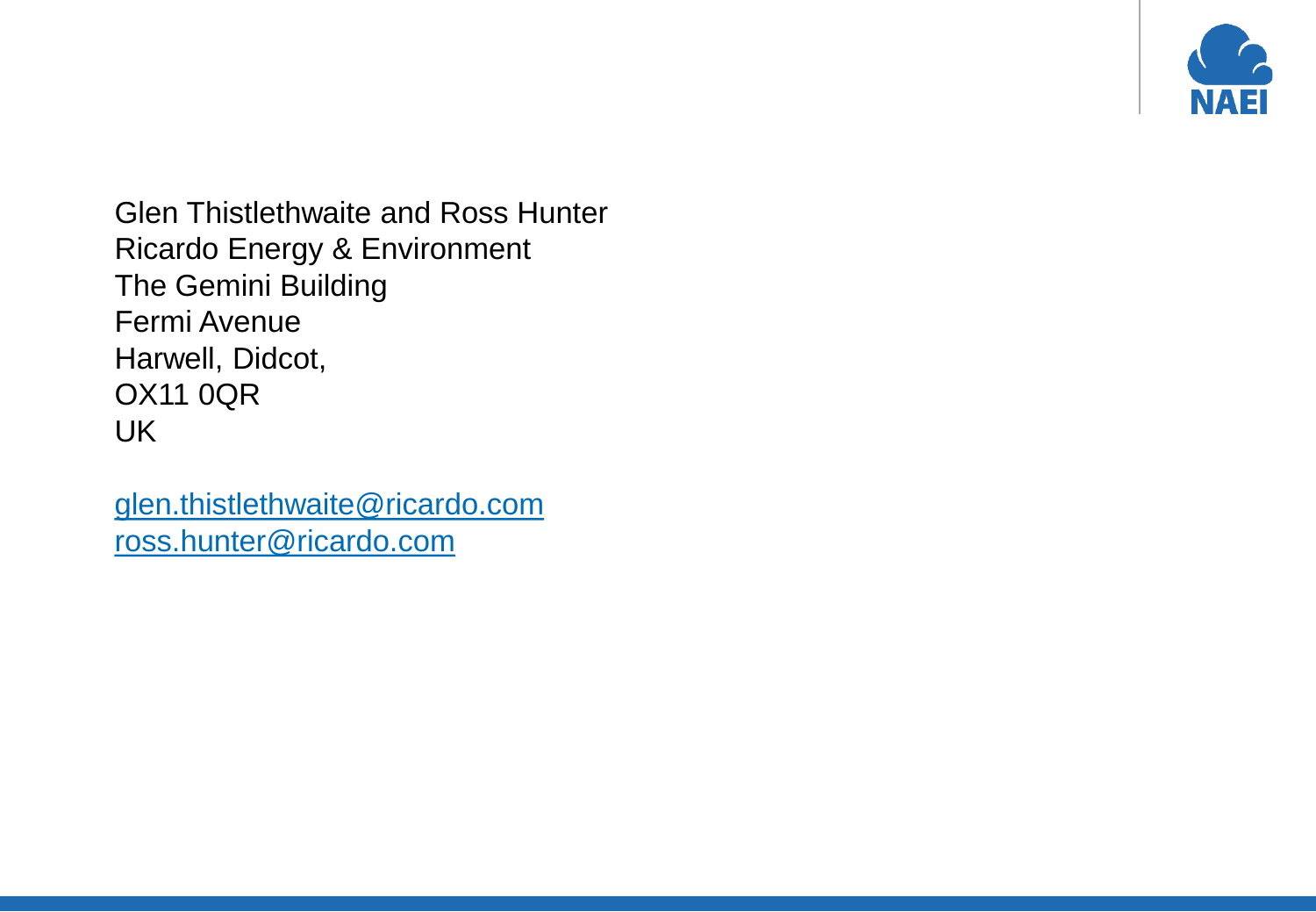Glen Thistlethwaite and Ross Hunter
Ricardo Energy & Environment
The Gemini Building
Fermi Avenue
Harwell, Didcot,
OX11 0QR
UK

glen.thistlethwaite@ricardo.com
ross.hunter@ricardo.com